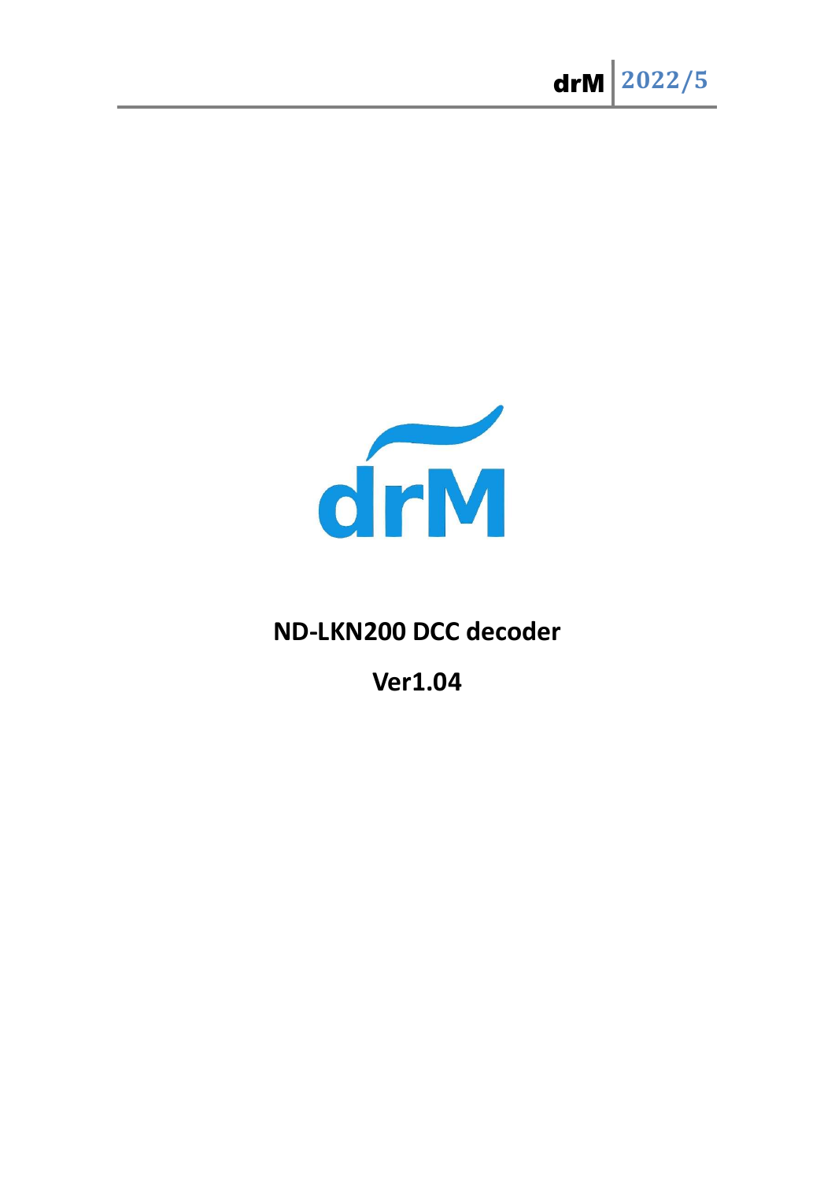# ND-LKN200 DCC decoder

## Ver1.04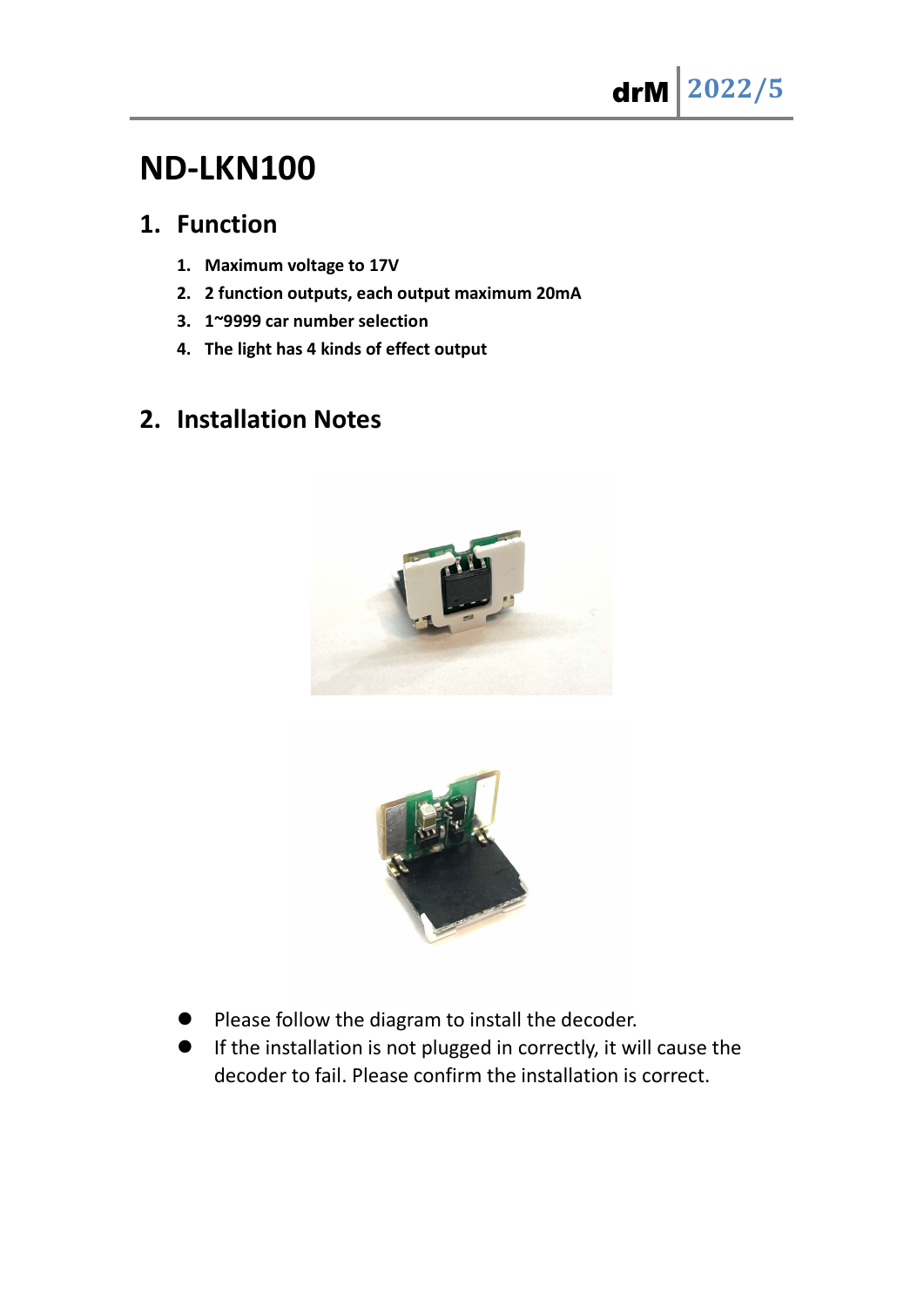# ND-LKN100

## 1. Function

1. **Maximum voltage to 17V**
2. **2 function outputs, each output maximum 20mA**
3. **1~9999 car number selection**
4. **The light has 4 kinds of effect output**

## 2. Installation Notes

- Please follow the diagram to install the decoder.
- If the installation is not plugged in correctly, it will cause the decoder to fail. Please confirm the installation is correct.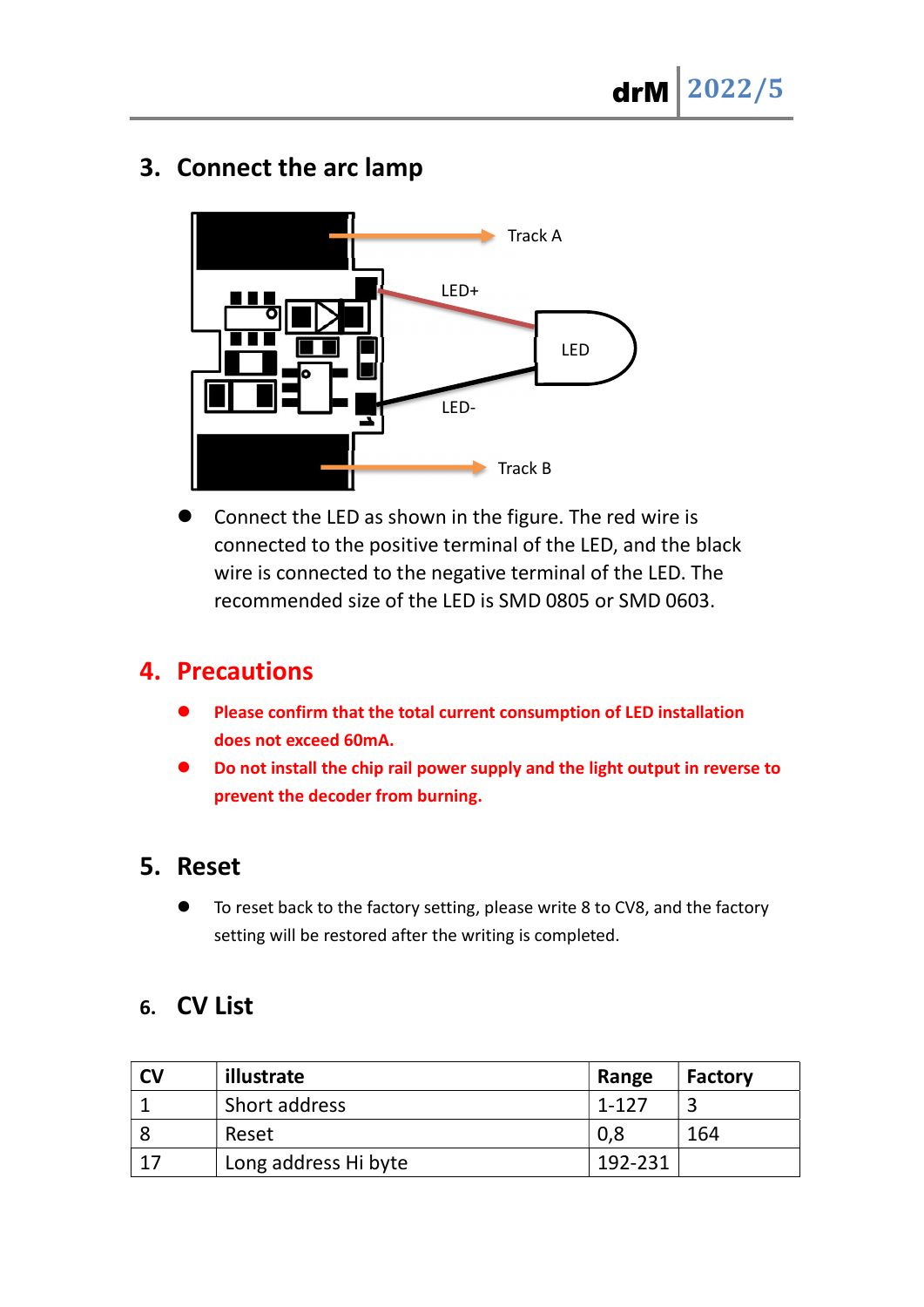## 3. Connect the arc lamp

Track A

LED+

LED

LED-

Track B

- Connect the LED as shown in the figure. The red wire is connected to the positive terminal of the LED, and the black wire is connected to the negative terminal of the LED. The recommended size of the LED is SMD 0805 or SMD 0603.

## 4. Precautions

- **Please confirm that the total current consumption of LED installation does not exceed 60mA.**
- **Do not install the chip rail power supply and the light output in reverse to prevent the decoder from burning.**

## 5. Reset

- To reset back to the factory setting, please write 8 to CV8, and the factory setting will be restored after the writing is completed.

## 6. CV List

| CV | illustrate | Range | Factory |
|---|---|---|---|
| 1 | Short address | 1-127 | 3 |
| 8 | Reset | 0,8 | 164 |
| 17 | Long address Hi byte | 192-231 | |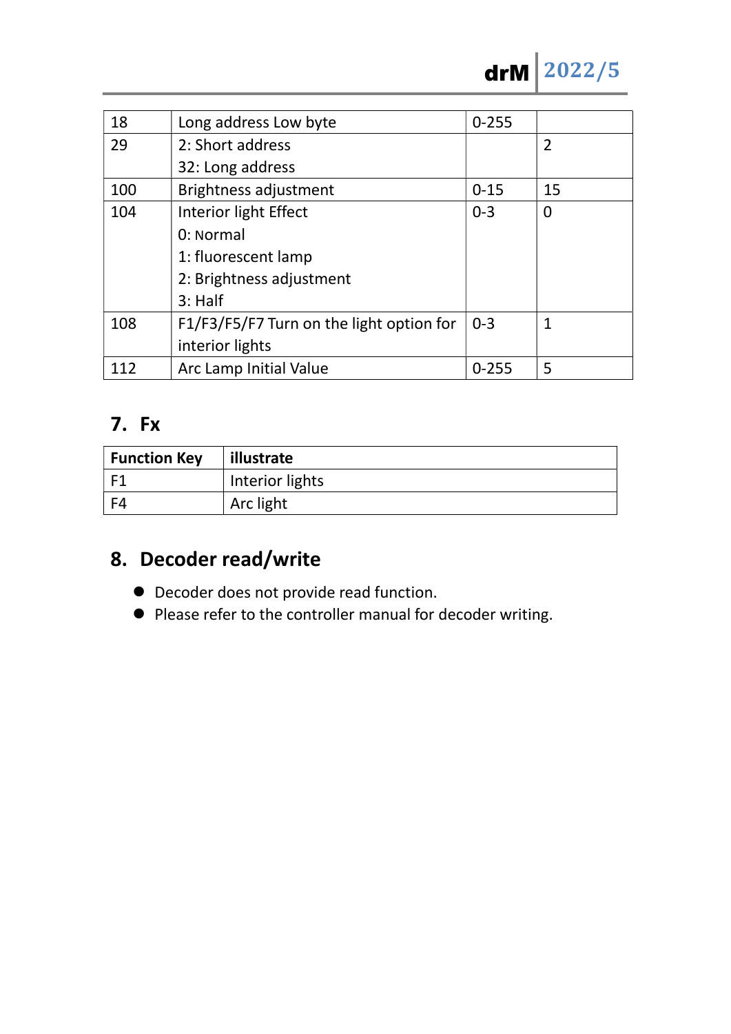| | | | |
|---|---|---|---|
| 18 | Long address Low byte | 0-255 | |
| 29 | 2: Short address<br>32: Long address | | 2 |
| 100 | Brightness adjustment | 0-15 | 15 |
| 104 | Interior light Effect<br>0: Normal<br>1: fluorescent lamp<br>2: Brightness adjustment<br>3: Half | 0-3 | 0 |
| 108 | F1/F3/F5/F7 Turn on the light option for interior lights | 0-3 | 1 |
| 112 | Arc Lamp Initial Value | 0-255 | 5 |

## 7. Fx

| Function Key | illustrate |
|---|---|
| F1 | Interior lights |
| F4 | Arc light |

## 8. Decoder read/write

- Decoder does not provide read function.
- Please refer to the controller manual for decoder writing.